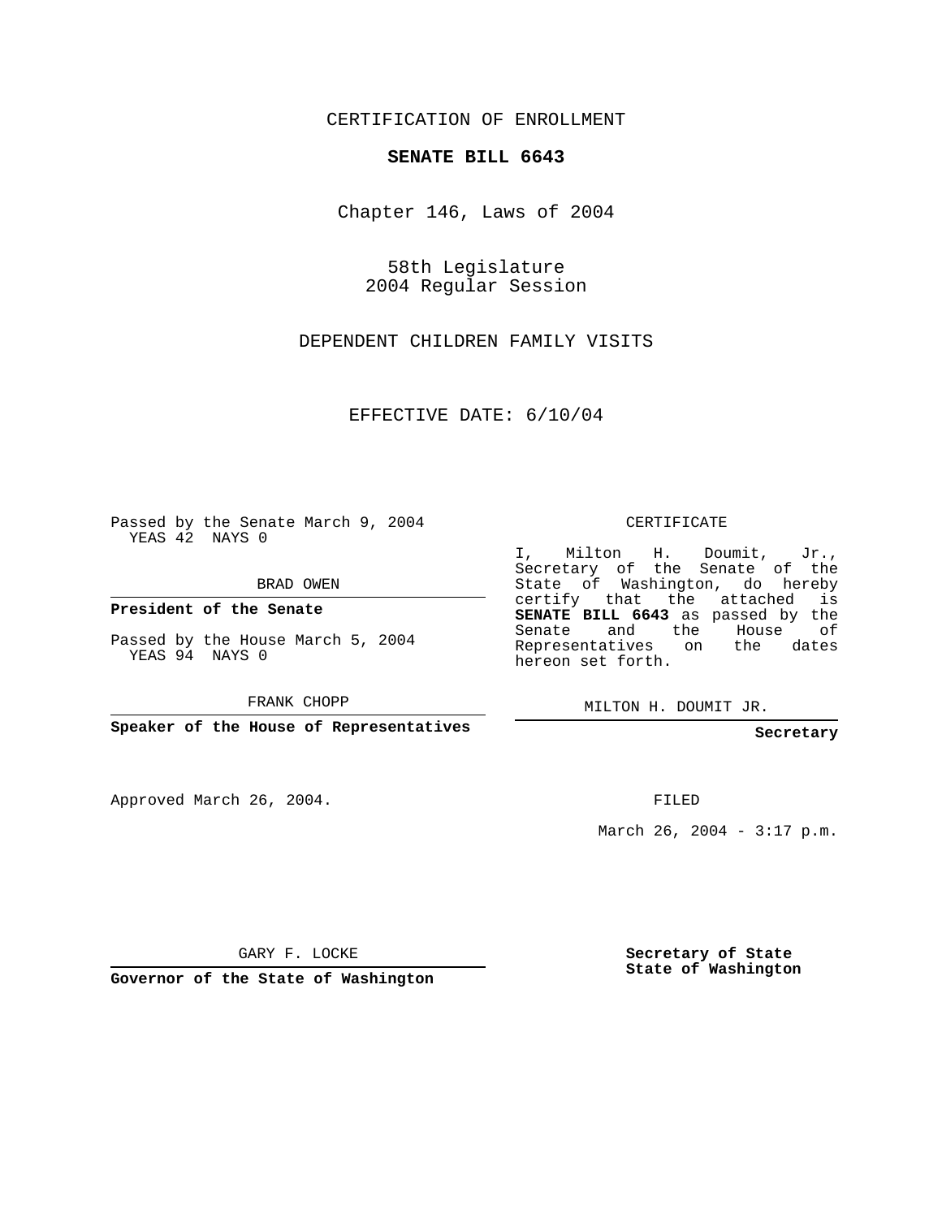CERTIFICATION OF ENROLLMENT

**SENATE BILL 6643**

Chapter 146, Laws of 2004

58th Legislature
2004 Regular Session

DEPENDENT CHILDREN FAMILY VISITS

EFFECTIVE DATE: 6/10/04

Passed by the Senate March 9, 2004
YEAS 42 NAYS 0

BRAD OWEN

**President of the Senate**

Passed by the House March 5, 2004
YEAS 94 NAYS 0

FRANK CHOPP

**Speaker of the House of Representatives**

Approved March 26, 2004.

GARY F. LOCKE

**Governor of the State of Washington**

CERTIFICATE

I, Milton H. Doumit, Jr., Secretary of the Senate of the State of Washington, do hereby certify that the attached is **SENATE BILL 6643** as passed by the Senate and the House of Representatives on the dates hereon set forth.

MILTON H. DOUMIT JR.

**Secretary**

FILED

March 26, 2004 - 3:17 p.m.

**Secretary of State**
**State of Washington**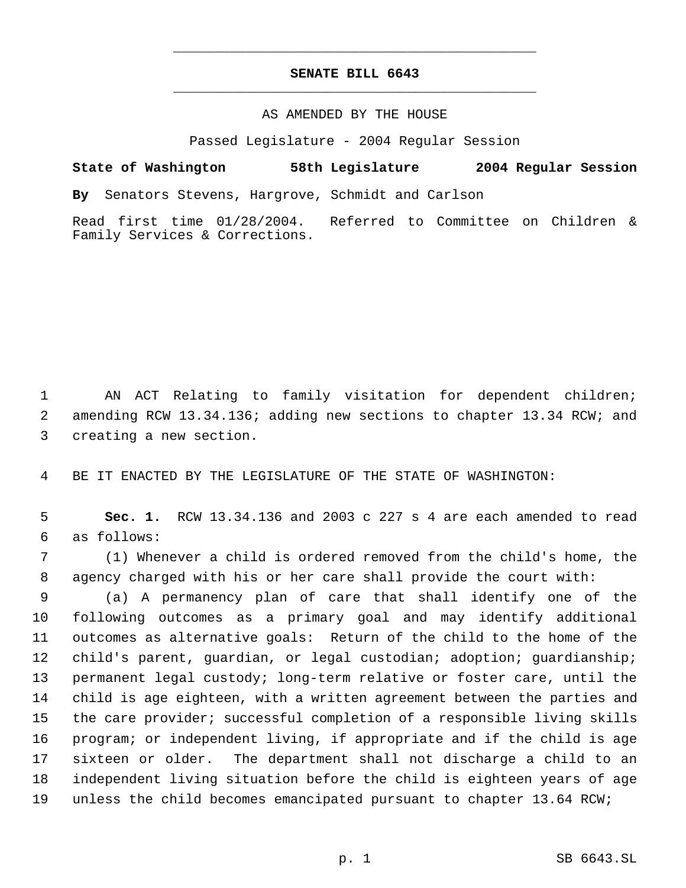**SENATE BILL 6643**

AS AMENDED BY THE HOUSE

Passed Legislature - 2004 Regular Session

**State of Washington 58th Legislature 2004 Regular Session**

**By** Senators Stevens, Hargrove, Schmidt and Carlson

Read first time 01/28/2004. Referred to Committee on Children & Family Services & Corrections.

AN ACT Relating to family visitation for dependent children; amending RCW 13.34.136; adding new sections to chapter 13.34 RCW; and creating a new section.

BE IT ENACTED BY THE LEGISLATURE OF THE STATE OF WASHINGTON:

**Sec. 1.** RCW 13.34.136 and 2003 c 227 s 4 are each amended to read as follows:

(1) Whenever a child is ordered removed from the child's home, the agency charged with his or her care shall provide the court with:

(a) A permanency plan of care that shall identify one of the following outcomes as a primary goal and may identify additional outcomes as alternative goals: Return of the child to the home of the child's parent, guardian, or legal custodian; adoption; guardianship; permanent legal custody; long-term relative or foster care, until the child is age eighteen, with a written agreement between the parties and the care provider; successful completion of a responsible living skills program; or independent living, if appropriate and if the child is age sixteen or older. The department shall not discharge a child to an independent living situation before the child is eighteen years of age unless the child becomes emancipated pursuant to chapter 13.64 RCW;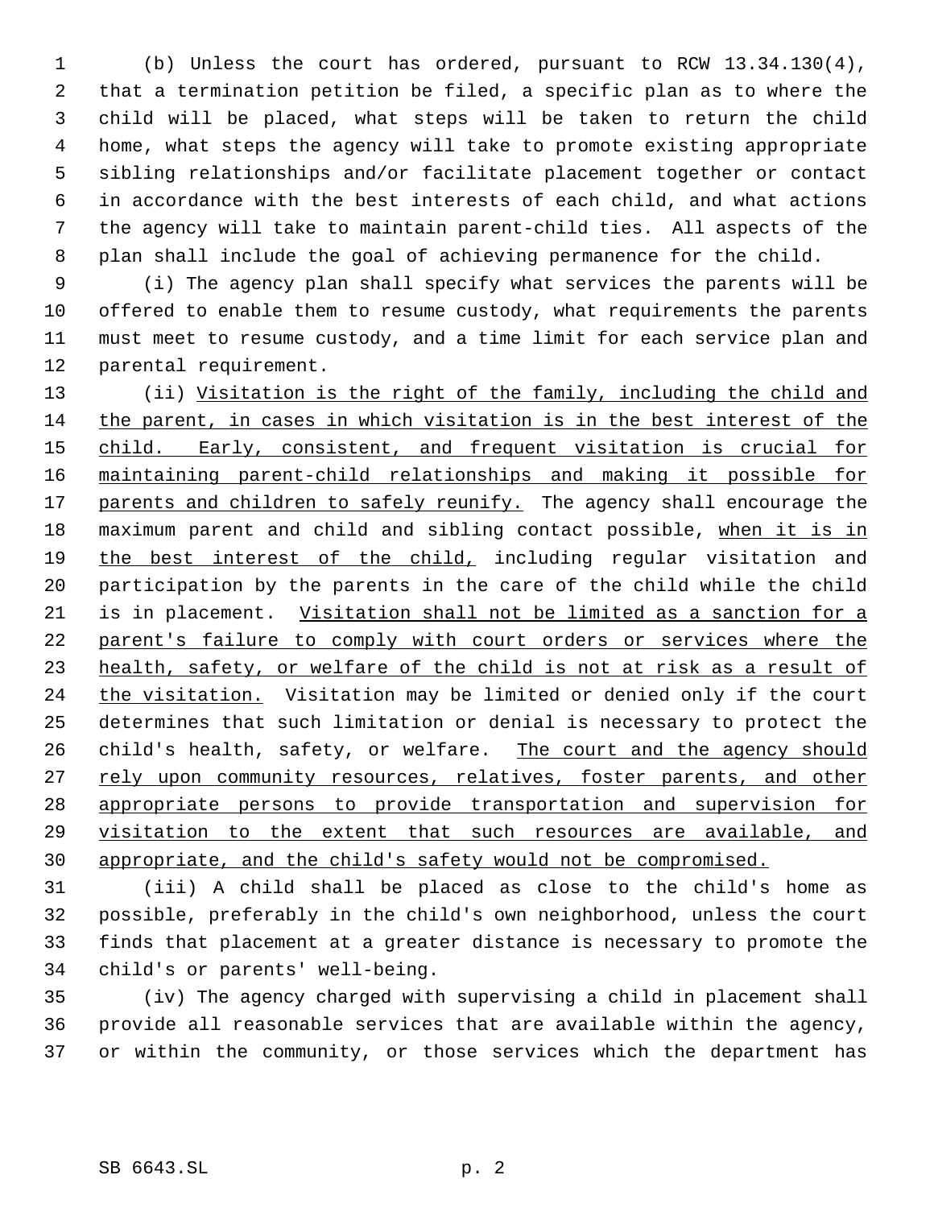(b) Unless the court has ordered, pursuant to RCW 13.34.130(4), that a termination petition be filed, a specific plan as to where the child will be placed, what steps will be taken to return the child home, what steps the agency will take to promote existing appropriate sibling relationships and/or facilitate placement together or contact in accordance with the best interests of each child, and what actions the agency will take to maintain parent-child ties. All aspects of the plan shall include the goal of achieving permanence for the child.

(i) The agency plan shall specify what services the parents will be offered to enable them to resume custody, what requirements the parents must meet to resume custody, and a time limit for each service plan and parental requirement.

(ii) Visitation is the right of the family, including the child and the parent, in cases in which visitation is in the best interest of the child. Early, consistent, and frequent visitation is crucial for maintaining parent-child relationships and making it possible for parents and children to safely reunify. The agency shall encourage the maximum parent and child and sibling contact possible, when it is in the best interest of the child, including regular visitation and participation by the parents in the care of the child while the child is in placement. Visitation shall not be limited as a sanction for a parent's failure to comply with court orders or services where the health, safety, or welfare of the child is not at risk as a result of the visitation. Visitation may be limited or denied only if the court determines that such limitation or denial is necessary to protect the child's health, safety, or welfare. The court and the agency should rely upon community resources, relatives, foster parents, and other appropriate persons to provide transportation and supervision for visitation to the extent that such resources are available, and appropriate, and the child's safety would not be compromised.

(iii) A child shall be placed as close to the child's home as possible, preferably in the child's own neighborhood, unless the court finds that placement at a greater distance is necessary to promote the child's or parents' well-being.

(iv) The agency charged with supervising a child in placement shall provide all reasonable services that are available within the agency, or within the community, or those services which the department has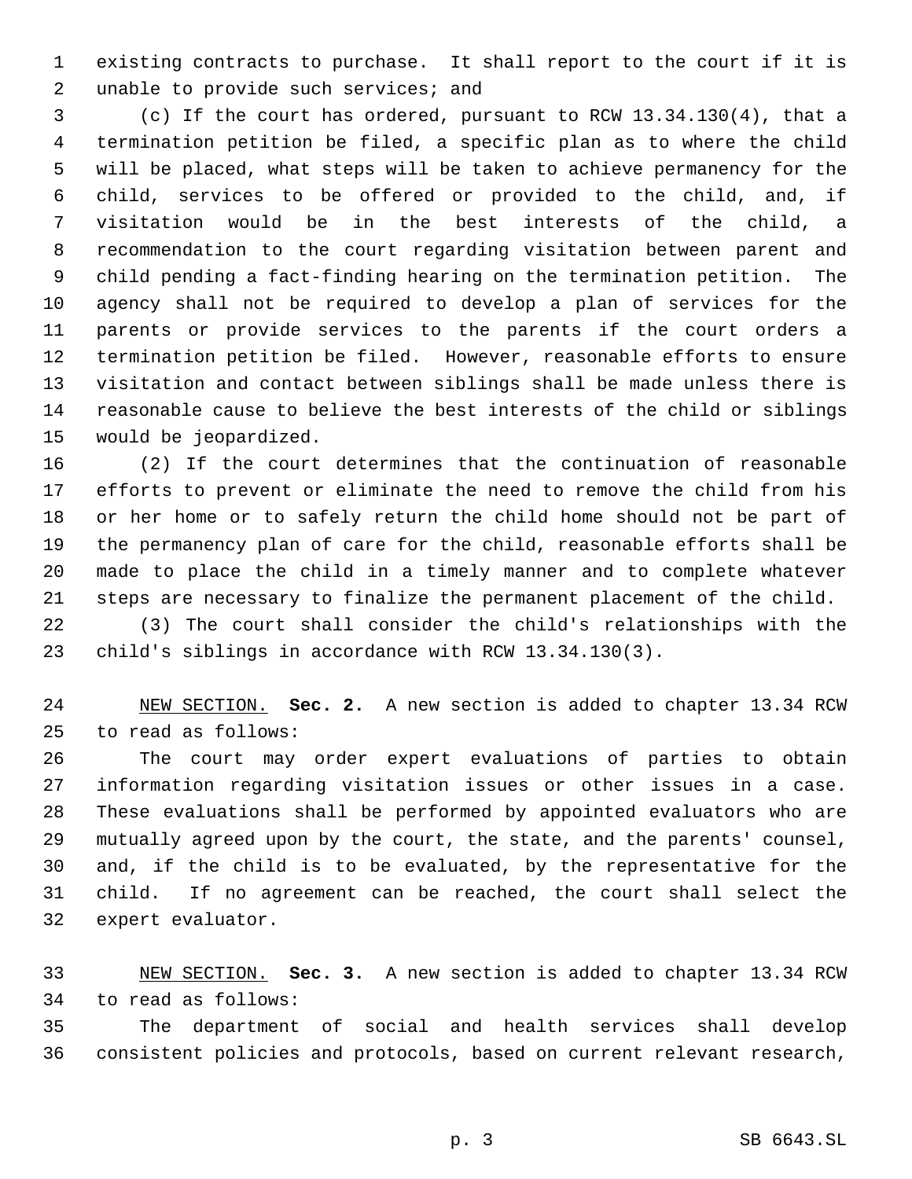existing contracts to purchase. It shall report to the court if it is unable to provide such services; and

(c) If the court has ordered, pursuant to RCW 13.34.130(4), that a termination petition be filed, a specific plan as to where the child will be placed, what steps will be taken to achieve permanency for the child, services to be offered or provided to the child, and, if visitation would be in the best interests of the child, a recommendation to the court regarding visitation between parent and child pending a fact-finding hearing on the termination petition. The agency shall not be required to develop a plan of services for the parents or provide services to the parents if the court orders a termination petition be filed. However, reasonable efforts to ensure visitation and contact between siblings shall be made unless there is reasonable cause to believe the best interests of the child or siblings would be jeopardized.

(2) If the court determines that the continuation of reasonable efforts to prevent or eliminate the need to remove the child from his or her home or to safely return the child home should not be part of the permanency plan of care for the child, reasonable efforts shall be made to place the child in a timely manner and to complete whatever steps are necessary to finalize the permanent placement of the child.

(3) The court shall consider the child's relationships with the child's siblings in accordance with RCW 13.34.130(3).

NEW SECTION. **Sec. 2.** A new section is added to chapter 13.34 RCW to read as follows:

The court may order expert evaluations of parties to obtain information regarding visitation issues or other issues in a case. These evaluations shall be performed by appointed evaluators who are mutually agreed upon by the court, the state, and the parents' counsel, and, if the child is to be evaluated, by the representative for the child. If no agreement can be reached, the court shall select the expert evaluator.

NEW SECTION. **Sec. 3.** A new section is added to chapter 13.34 RCW to read as follows:

The department of social and health services shall develop consistent policies and protocols, based on current relevant research,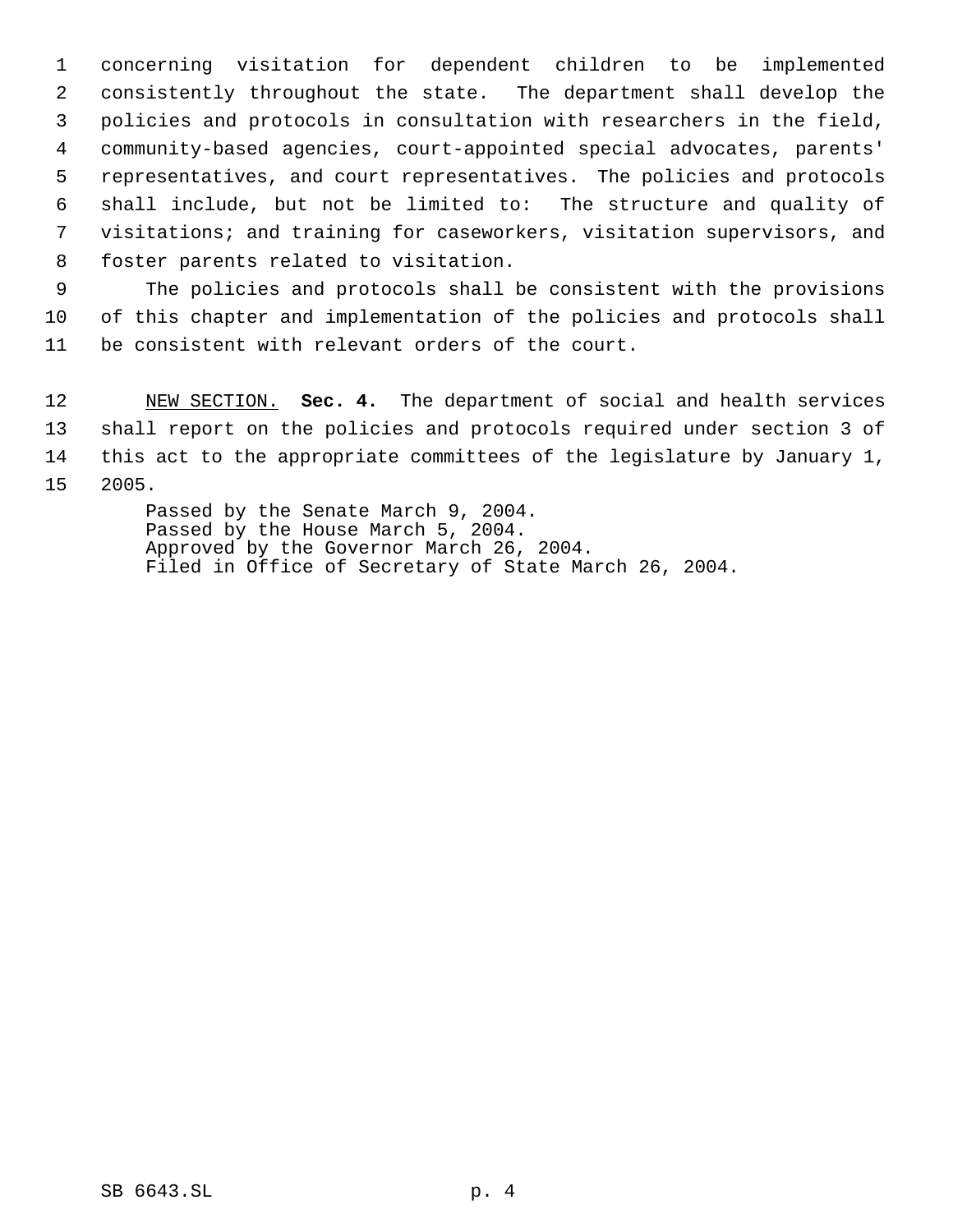concerning visitation for dependent children to be implemented consistently throughout the state. The department shall develop the policies and protocols in consultation with researchers in the field, community-based agencies, court-appointed special advocates, parents' representatives, and court representatives. The policies and protocols shall include, but not be limited to: The structure and quality of visitations; and training for caseworkers, visitation supervisors, and foster parents related to visitation.

The policies and protocols shall be consistent with the provisions of this chapter and implementation of the policies and protocols shall be consistent with relevant orders of the court.

NEW SECTION. **Sec. 4.** The department of social and health services shall report on the policies and protocols required under section 3 of this act to the appropriate committees of the legislature by January 1, 2005.

Passed by the Senate March 9, 2004.
Passed by the House March 5, 2004.
Approved by the Governor March 26, 2004.
Filed in Office of Secretary of State March 26, 2004.